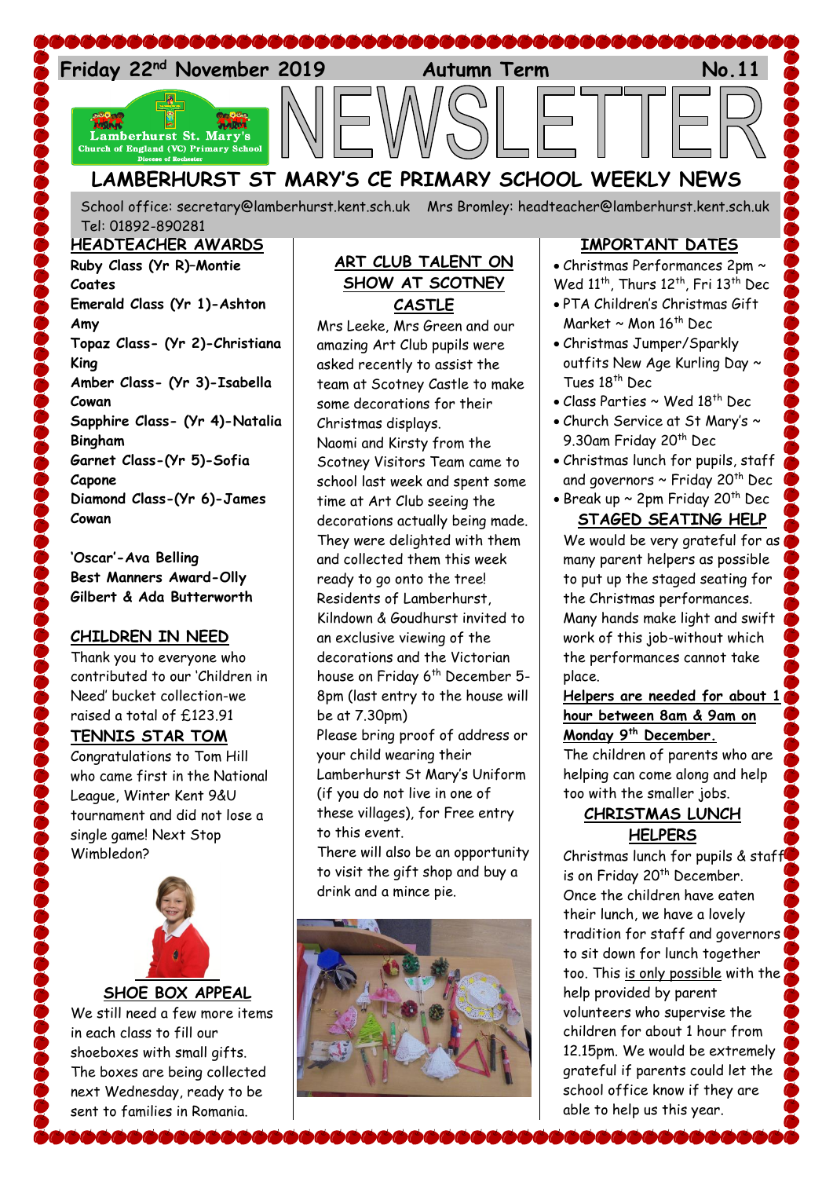Friday 22nd November 2019 **Autumn Term** No.11

# NEWSLETTER

## LAMBERHURST ST MARY'S CE PRIMARY SCHOOL WEEKLY NEWS

School office: secretary@lamberhurst.kent.sch.uk Mrs Bromley: headteacher@lamberhurst.kent.sch.uk Tel: 01892-890281

### HEADTEACHER AWARDS

**Ruby Class (Yr R)–Montie Coates**
**Emerald Class (Yr 1)-Ashton Amy**
**Topaz Class- (Yr 2)-Christiana King**
**Amber Class- (Yr 3)-Isabella Cowan**
**Sapphire Class- (Yr 4)-Natalia Bingham**
**Garnet Class-(Yr 5)-Sofia Capone**
**Diamond Class-(Yr 6)-James Cowan**

**'Oscar'-Ava Belling**
**Best Manners Award-Olly Gilbert & Ada Butterworth**

### CHILDREN IN NEED

Thank you to everyone who contributed to our 'Children in Need' bucket collection-we raised a total of £123.91

### TENNIS STAR TOM

Congratulations to Tom Hill who came first in the National League, Winter Kent 9&U tournament and did not lose a single game! Next Stop Wimbledon?

### SHOE BOX APPEAL

We still need a few more items in each class to fill our shoeboxes with small gifts. The boxes are being collected next Wednesday, ready to be sent to families in Romania.

### ART CLUB TALENT ON SHOW AT SCOTNEY CASTLE

Mrs Leeke, Mrs Green and our amazing Art Club pupils were asked recently to assist the team at Scotney Castle to make some decorations for their Christmas displays.

Naomi and Kirsty from the Scotney Visitors Team came to school last week and spent some time at Art Club seeing the decorations actually being made. They were delighted with them and collected them this week ready to go onto the tree!

Residents of Lamberhurst, Kilndown & Goudhurst invited to an exclusive viewing of the decorations and the Victorian house on Friday 6th December 5-8pm (last entry to the house will be at 7.30pm)

Please bring proof of address or your child wearing their Lamberhurst St Mary's Uniform (if you do not live in one of these villages), for Free entry to this event.

There will also be an opportunity to visit the gift shop and buy a drink and a mince pie.

### IMPORTANT DATES

- Christmas Performances 2pm ~ Wed 11th, Thurs 12th, Fri 13th Dec
- PTA Children's Christmas Gift Market ~ Mon 16th Dec
- Christmas Jumper/Sparkly outfits New Age Kurling Day ~ Tues 18th Dec
- Class Parties ~ Wed 18th Dec
- Church Service at St Mary's ~ 9.30am Friday 20th Dec
- Christmas lunch for pupils, staff and governors ~ Friday 20th Dec
- Break up ~ 2pm Friday 20th Dec

### STAGED SEATING HELP

We would be very grateful for as many parent helpers as possible to put up the staged seating for the Christmas performances. Many hands make light and swift work of this job-without which the performances cannot take place.

**Helpers are needed for about 1 hour between 8am & 9am on Monday 9th December.**

The children of parents who are helping can come along and help too with the smaller jobs.

### CHRISTMAS LUNCH HELPERS

Christmas lunch for pupils & staff is on Friday 20th December. Once the children have eaten their lunch, we have a lovely tradition for staff and governors to sit down for lunch together too. This is only possible with the help provided by parent volunteers who supervise the children for about 1 hour from 12.15pm. We would be extremely grateful if parents could let the school office know if they are able to help us this year.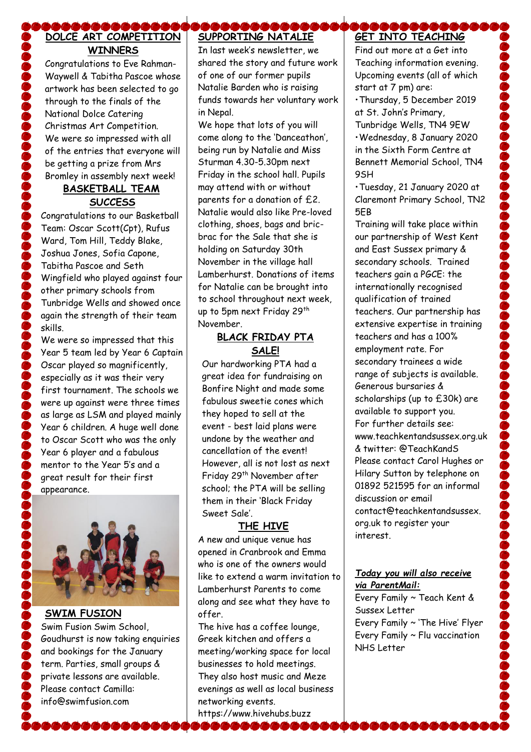## DOLCE ART COMPETITION WINNERS

Congratulations to Eve Rahman-Waywell & Tabitha Pascoe whose artwork has been selected to go through to the finals of the National Dolce Catering Christmas Art Competition. We were so impressed with all of the entries that everyone will be getting a prize from Mrs Bromley in assembly next week!

## BASKETBALL TEAM SUCCESS

Congratulations to our Basketball Team: Oscar Scott(Cpt), Rufus Ward, Tom Hill, Teddy Blake, Joshua Jones, Sofia Capone, Tabitha Pascoe and Seth Wingfield who played against four other primary schools from Tunbridge Wells and showed once again the strength of their team skills.

We were so impressed that this Year 5 team led by Year 6 Captain Oscar played so magnificently, especially as it was their very first tournament. The schools we were up against were three times as large as LSM and played mainly Year 6 children. A huge well done to Oscar Scott who was the only Year 6 player and a fabulous mentor to the Year 5's and a great result for their first appearance.

## SWIM FUSION

Swim Fusion Swim School, Goudhurst is now taking enquiries and bookings for the January term. Parties, small groups & private lessons are available. Please contact Camilla: info@swimfusion.com

## SUPPORTING NATALIE

In last week's newsletter, we shared the story and future work of one of our former pupils Natalie Barden who is raising funds towards her voluntary work in Nepal.

We hope that lots of you will come along to the 'Danceathon', being run by Natalie and Miss Sturman 4.30-5.30pm next Friday in the school hall. Pupils may attend with or without parents for a donation of £2. Natalie would also like Pre-loved clothing, shoes, bags and bric-brac for the Sale that she is holding on Saturday 30th November in the village hall Lamberhurst. Donations of items for Natalie can be brought into to school throughout next week, up to 5pm next Friday 29th November.

## BLACK FRIDAY PTA SALE!

Our hardworking PTA had a great idea for fundraising on Bonfire Night and made some fabulous sweetie cones which they hoped to sell at the event - best laid plans were undone by the weather and cancellation of the event! However, all is not lost as next Friday 29th November after school; the PTA will be selling them in their 'Black Friday Sweet Sale'.

## THE HIVE

A new and unique venue has opened in Cranbrook and Emma who is one of the owners would like to extend a warm invitation to Lamberhurst Parents to come along and see what they have to offer.

The hive has a coffee lounge, Greek kitchen and offers a meeting/working space for local businesses to hold meetings. They also host music and Meze evenings as well as local business networking events.
https://www.hivehubs.buzz

## GET INTO TEACHING

Find out more at a Get into Teaching information evening. Upcoming events (all of which start at 7 pm) are:

- Thursday, 5 December 2019 at St. John's Primary, Tunbridge Wells, TN4 9EW
- Wednesday, 8 January 2020 in the Sixth Form Centre at Bennett Memorial School, TN4 9SH
- Tuesday, 21 January 2020 at Claremont Primary School, TN2 5EB

Training will take place within our partnership of West Kent and East Sussex primary & secondary schools. Trained teachers gain a PGCE: the internationally recognised qualification of trained teachers. Our partnership has extensive expertise in training teachers and has a 100% employment rate. For secondary trainees a wide range of subjects is available. Generous bursaries & scholarships (up to £30k) are available to support you.
For further details see: www.teachkentandsussex.org.uk & twitter: @TeachKandS
Please contact Carol Hughes or Hilary Sutton by telephone on 01892 521595 for an informal discussion or email contact@teachkentandsussex.org.uk to register your interest.

***Today you will also receive via ParentMail:***

Every Family ~ Teach Kent & Sussex Letter
Every Family ~ 'The Hive' Flyer
Every Family ~ Flu vaccination NHS Letter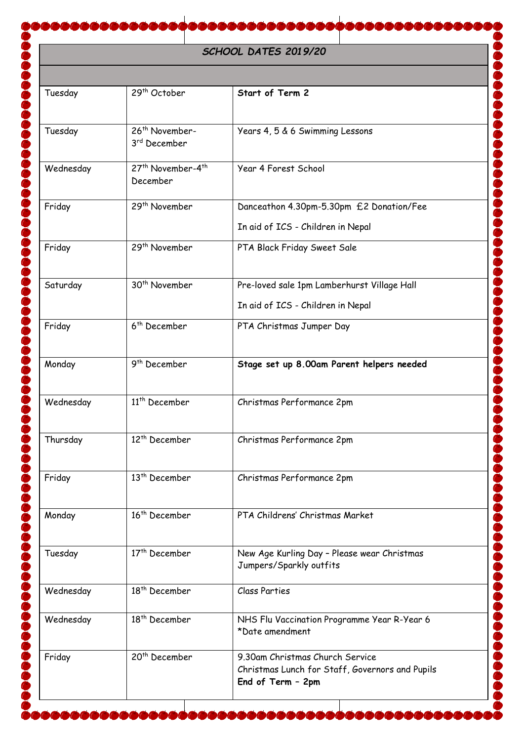# *SCHOOL DATES 2019/20*

| | | |
|---|---|---|
| Tuesday | 29th October | **Start of Term 2** |
| Tuesday | 26th November-3rd December | Years 4, 5 & 6 Swimming Lessons |
| Wednesday | 27th November-4th December | Year 4 Forest School |
| Friday | 29th November | Danceathon 4.30pm-5.30pm £2 Donation/Fee<br>In aid of ICS - Children in Nepal |
| Friday | 29th November | PTA Black Friday Sweet Sale |
| Saturday | 30th November | Pre-loved sale 1pm Lamberhurst Village Hall<br>In aid of ICS - Children in Nepal |
| Friday | 6th December | PTA Christmas Jumper Day |
| Monday | 9th December | **Stage set up 8.00am Parent helpers needed** |
| Wednesday | 11th December | Christmas Performance 2pm |
| Thursday | 12th December | Christmas Performance 2pm |
| Friday | 13th December | Christmas Performance 2pm |
| Monday | 16th December | PTA Childrens' Christmas Market |
| Tuesday | 17th December | New Age Kurling Day – Please wear Christmas Jumpers/Sparkly outfits |
| Wednesday | 18th December | Class Parties |
| Wednesday | 18th December | NHS Flu Vaccination Programme Year R-Year 6 *Date amendment |
| Friday | 20th December | 9.30am Christmas Church Service<br>Christmas Lunch for Staff, Governors and Pupils<br>**End of Term – 2pm** |